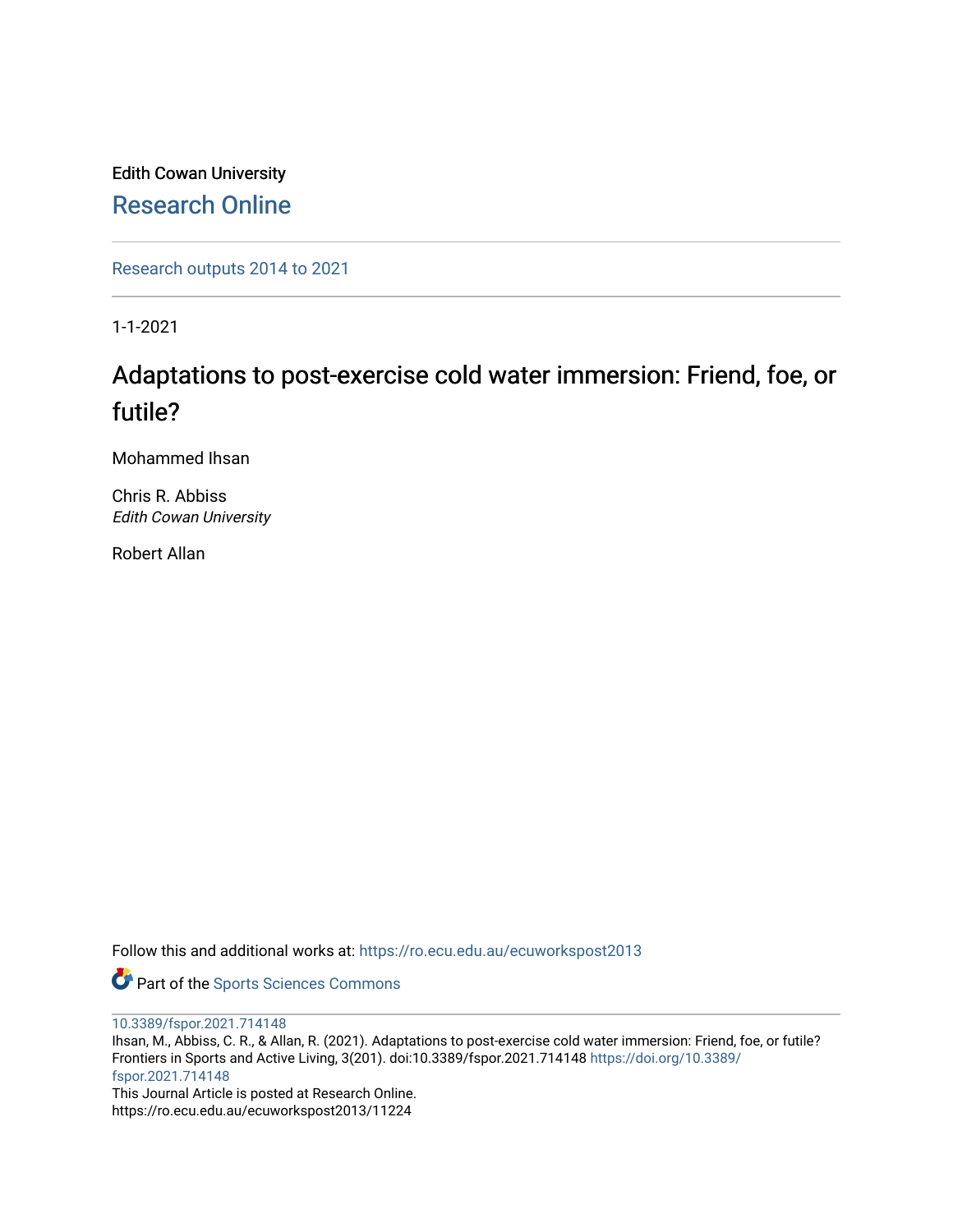Edith Cowan University

## Research Online

Research outputs 2014 to 2021

1-1-2021

# Adaptations to post-exercise cold water immersion: Friend, foe, or futile?

Mohammed Ihsan

Chris R. Abbiss
*Edith Cowan University*

Robert Allan

Follow this and additional works at: https://ro.ecu.edu.au/ecuworkspost2013

Part of the Sports Sciences Commons

10.3389/fspor.2021.714148
Ihsan, M., Abbiss, C. R., & Allan, R. (2021). Adaptations to post-exercise cold water immersion: Friend, foe, or futile? Frontiers in Sports and Active Living, 3(201). doi:10.3389/fspor.2021.714148 https://doi.org/10.3389/fspor.2021.714148
This Journal Article is posted at Research Online.
https://ro.ecu.edu.au/ecuworkspost2013/11224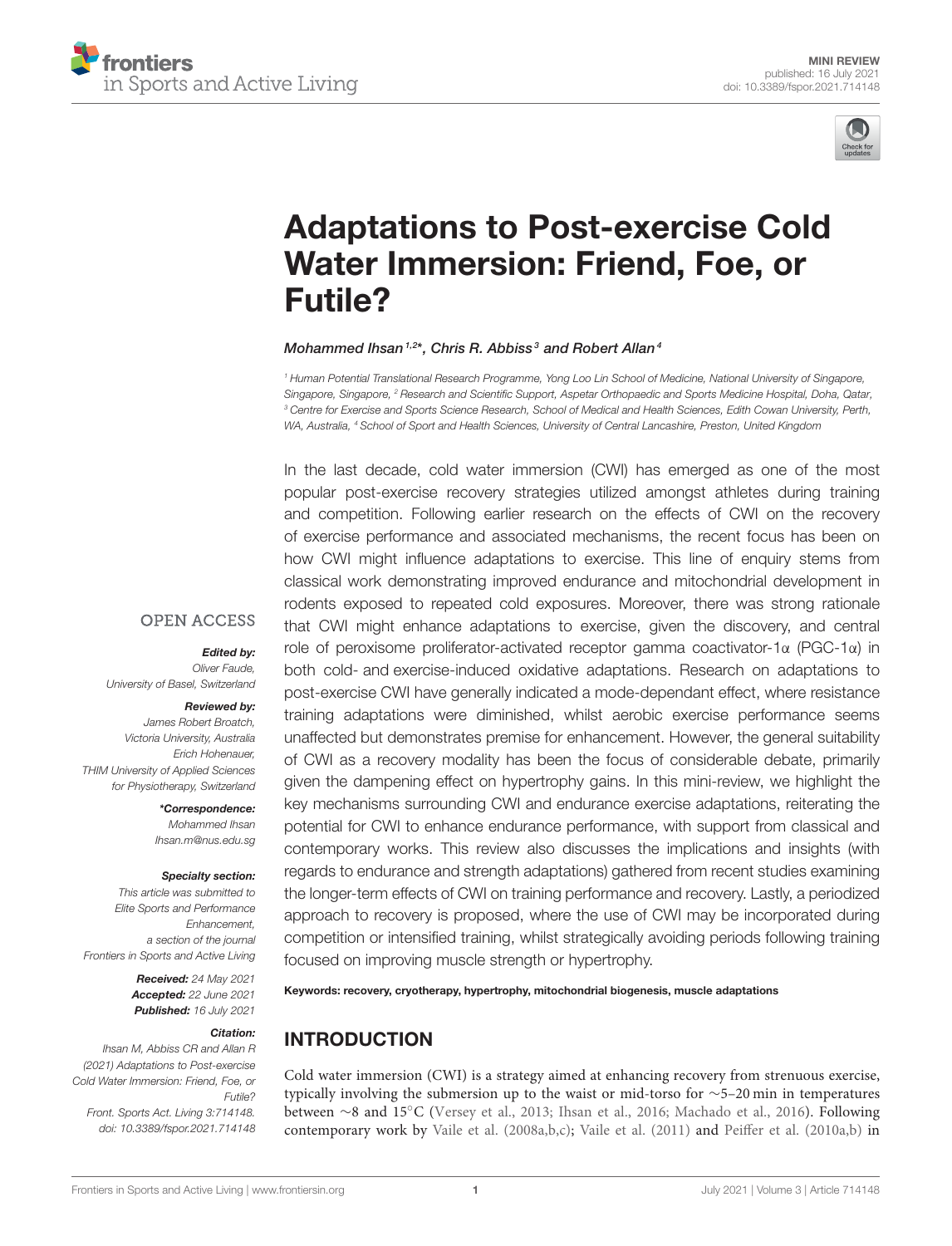# Adaptations to Post-exercise Cold Water Immersion: Friend, Foe, or Futile?

*Mohammed Ihsan*[1,2]\*, *Chris R. Abbiss*[3] *and Robert Allan*[4]

[1] Human Potential Translational Research Programme, Yong Loo Lin School of Medicine, National University of Singapore, Singapore, Singapore, [2] Research and Scientific Support, Aspetar Orthopaedic and Sports Medicine Hospital, Doha, Qatar, [3] Centre for Exercise and Sports Science Research, School of Medical and Health Sciences, Edith Cowan University, Perth, WA, Australia, [4] School of Sport and Health Sciences, University of Central Lancashire, Preston, United Kingdom

**OPEN ACCESS**

***Edited by:***
*Oliver Faude,*
*University of Basel, Switzerland*

***Reviewed by:***
*James Robert Broatch,*
*Victoria University, Australia*
*Erich Hohenauer,*
*THIM University of Applied Sciences for Physiotherapy, Switzerland*

***\*Correspondence:***
*Mohammed Ihsan*
*Ihsan.m@nus.edu.sg*

***Specialty section:***
*This article was submitted to Elite Sports and Performance Enhancement, a section of the journal Frontiers in Sports and Active Living*

***Received:*** *24 May 2021*
***Accepted:*** *22 June 2021*
***Published:*** *16 July 2021*

***Citation:***
*Ihsan M, Abbiss CR and Allan R (2021) Adaptations to Post-exercise Cold Water Immersion: Friend, Foe, or Futile? Front. Sports Act. Living 3:714148. doi: 10.3389/fspor.2021.714148*

In the last decade, cold water immersion (CWI) has emerged as one of the most popular post-exercise recovery strategies utilized amongst athletes during training and competition. Following earlier research on the effects of CWI on the recovery of exercise performance and associated mechanisms, the recent focus has been on how CWI might influence adaptations to exercise. This line of enquiry stems from classical work demonstrating improved endurance and mitochondrial development in rodents exposed to repeated cold exposures. Moreover, there was strong rationale that CWI might enhance adaptations to exercise, given the discovery, and central role of peroxisome proliferator-activated receptor gamma coactivator-1α (PGC-1α) in both cold- and exercise-induced oxidative adaptations. Research on adaptations to post-exercise CWI have generally indicated a mode-dependant effect, where resistance training adaptations were diminished, whilst aerobic exercise performance seems unaffected but demonstrates premise for enhancement. However, the general suitability of CWI as a recovery modality has been the focus of considerable debate, primarily given the dampening effect on hypertrophy gains. In this mini-review, we highlight the key mechanisms surrounding CWI and endurance exercise adaptations, reiterating the potential for CWI to enhance endurance performance, with support from classical and contemporary works. This review also discusses the implications and insights (with regards to endurance and strength adaptations) gathered from recent studies examining the longer-term effects of CWI on training performance and recovery. Lastly, a periodized approach to recovery is proposed, where the use of CWI may be incorporated during competition or intensified training, whilst strategically avoiding periods following training focused on improving muscle strength or hypertrophy.

**Keywords: recovery, cryotherapy, hypertrophy, mitochondrial biogenesis, muscle adaptations**

## INTRODUCTION

Cold water immersion (CWI) is a strategy aimed at enhancing recovery from strenuous exercise, typically involving the submersion up to the waist or mid-torso for ∼5–20 min in temperatures between ∼8 and 15°C (Versey et al., 2013; Ihsan et al., 2016; Machado et al., 2016). Following contemporary work by Vaile et al. (2008a,b,c); Vaile et al. (2011) and Peiffer et al. (2010a,b) in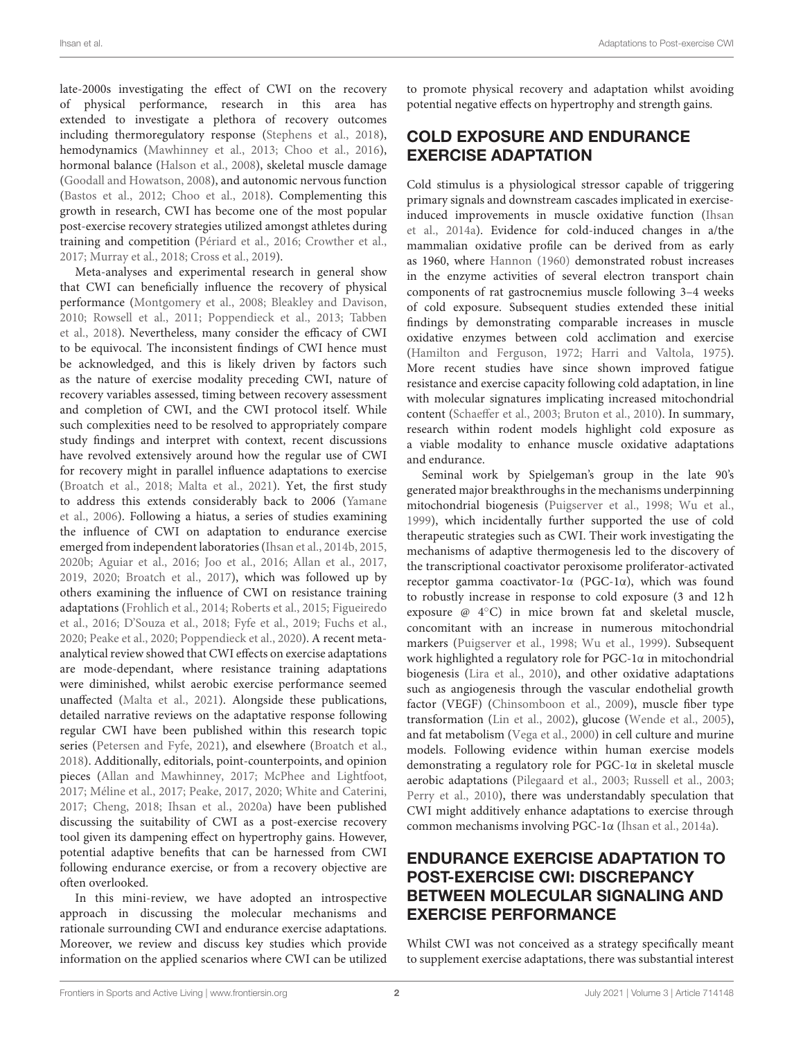late-2000s investigating the effect of CWI on the recovery of physical performance, research in this area has extended to investigate a plethora of recovery outcomes including thermoregulatory response (Stephens et al., 2018), hemodynamics (Mawhinney et al., 2013; Choo et al., 2016), hormonal balance (Halson et al., 2008), skeletal muscle damage (Goodall and Howatson, 2008), and autonomic nervous function (Bastos et al., 2012; Choo et al., 2018). Complementing this growth in research, CWI has become one of the most popular post-exercise recovery strategies utilized amongst athletes during training and competition (Périard et al., 2016; Crowther et al., 2017; Murray et al., 2018; Cross et al., 2019).

Meta-analyses and experimental research in general show that CWI can beneficially influence the recovery of physical performance (Montgomery et al., 2008; Bleakley and Davison, 2010; Rowsell et al., 2011; Poppendieck et al., 2013; Tabben et al., 2018). Nevertheless, many consider the efficacy of CWI to be equivocal. The inconsistent findings of CWI hence must be acknowledged, and this is likely driven by factors such as the nature of exercise modality preceding CWI, nature of recovery variables assessed, timing between recovery assessment and completion of CWI, and the CWI protocol itself. While such complexities need to be resolved to appropriately compare study findings and interpret with context, recent discussions have revolved extensively around how the regular use of CWI for recovery might in parallel influence adaptations to exercise (Broatch et al., 2018; Malta et al., 2021). Yet, the first study to address this extends considerably back to 2006 (Yamane et al., 2006). Following a hiatus, a series of studies examining the influence of CWI on adaptation to endurance exercise emerged from independent laboratories (Ihsan et al., 2014b, 2015, 2020b; Aguiar et al., 2016; Joo et al., 2016; Allan et al., 2017, 2019, 2020; Broatch et al., 2017), which was followed up by others examining the influence of CWI on resistance training adaptations (Frohlich et al., 2014; Roberts et al., 2015; Figueiredo et al., 2016; D'Souza et al., 2018; Fyfe et al., 2019; Fuchs et al., 2020; Peake et al., 2020; Poppendieck et al., 2020). A recent meta-analytical review showed that CWI effects on exercise adaptations are mode-dependant, where resistance training adaptations were diminished, whilst aerobic exercise performance seemed unaffected (Malta et al., 2021). Alongside these publications, detailed narrative reviews on the adaptative response following regular CWI have been published within this research topic series (Petersen and Fyfe, 2021), and elsewhere (Broatch et al., 2018). Additionally, editorials, point-counterpoints, and opinion pieces (Allan and Mawhinney, 2017; McPhee and Lightfoot, 2017; Méline et al., 2017; Peake, 2017, 2020; White and Caterini, 2017; Cheng, 2018; Ihsan et al., 2020a) have been published discussing the suitability of CWI as a post-exercise recovery tool given its dampening effect on hypertrophy gains. However, potential adaptive benefits that can be harnessed from CWI following endurance exercise, or from a recovery objective are often overlooked.

In this mini-review, we have adopted an introspective approach in discussing the molecular mechanisms and rationale surrounding CWI and endurance exercise adaptations. Moreover, we review and discuss key studies which provide information on the applied scenarios where CWI can be utilized to promote physical recovery and adaptation whilst avoiding potential negative effects on hypertrophy and strength gains.

## COLD EXPOSURE AND ENDURANCE EXERCISE ADAPTATION

Cold stimulus is a physiological stressor capable of triggering primary signals and downstream cascades implicated in exercise-induced improvements in muscle oxidative function (Ihsan et al., 2014a). Evidence for cold-induced changes in a/the mammalian oxidative profile can be derived from as early as 1960, where Hannon (1960) demonstrated robust increases in the enzyme activities of several electron transport chain components of rat gastrocnemius muscle following 3–4 weeks of cold exposure. Subsequent studies extended these initial findings by demonstrating comparable increases in muscle oxidative enzymes between cold acclimation and exercise (Hamilton and Ferguson, 1972; Harri and Valtola, 1975). More recent studies have since shown improved fatigue resistance and exercise capacity following cold adaptation, in line with molecular signatures implicating increased mitochondrial content (Schaeffer et al., 2003; Bruton et al., 2010). In summary, research within rodent models highlight cold exposure as a viable modality to enhance muscle oxidative adaptations and endurance.

Seminal work by Spielgeman's group in the late 90's generated major breakthroughs in the mechanisms underpinning mitochondrial biogenesis (Puigserver et al., 1998; Wu et al., 1999), which incidentally further supported the use of cold therapeutic strategies such as CWI. Their work investigating the mechanisms of adaptive thermogenesis led to the discovery of the transcriptional coactivator peroxisome proliferator-activated receptor gamma coactivator-1α (PGC-1α), which was found to robustly increase in response to cold exposure (3 and 12 h exposure @ 4°C) in mice brown fat and skeletal muscle, concomitant with an increase in numerous mitochondrial markers (Puigserver et al., 1998; Wu et al., 1999). Subsequent work highlighted a regulatory role for PGC-1α in mitochondrial biogenesis (Lira et al., 2010), and other oxidative adaptations such as angiogenesis through the vascular endothelial growth factor (VEGF) (Chinsomboon et al., 2009), muscle fiber type transformation (Lin et al., 2002), glucose (Wende et al., 2005), and fat metabolism (Vega et al., 2000) in cell culture and murine models. Following evidence within human exercise models demonstrating a regulatory role for PGC-1α in skeletal muscle aerobic adaptations (Pilegaard et al., 2003; Russell et al., 2003; Perry et al., 2010), there was understandably speculation that CWI might additively enhance adaptations to exercise through common mechanisms involving PGC-1α (Ihsan et al., 2014a).

## ENDURANCE EXERCISE ADAPTATION TO POST-EXERCISE CWI: DISCREPANCY BETWEEN MOLECULAR SIGNALING AND EXERCISE PERFORMANCE

Whilst CWI was not conceived as a strategy specifically meant to supplement exercise adaptations, there was substantial interest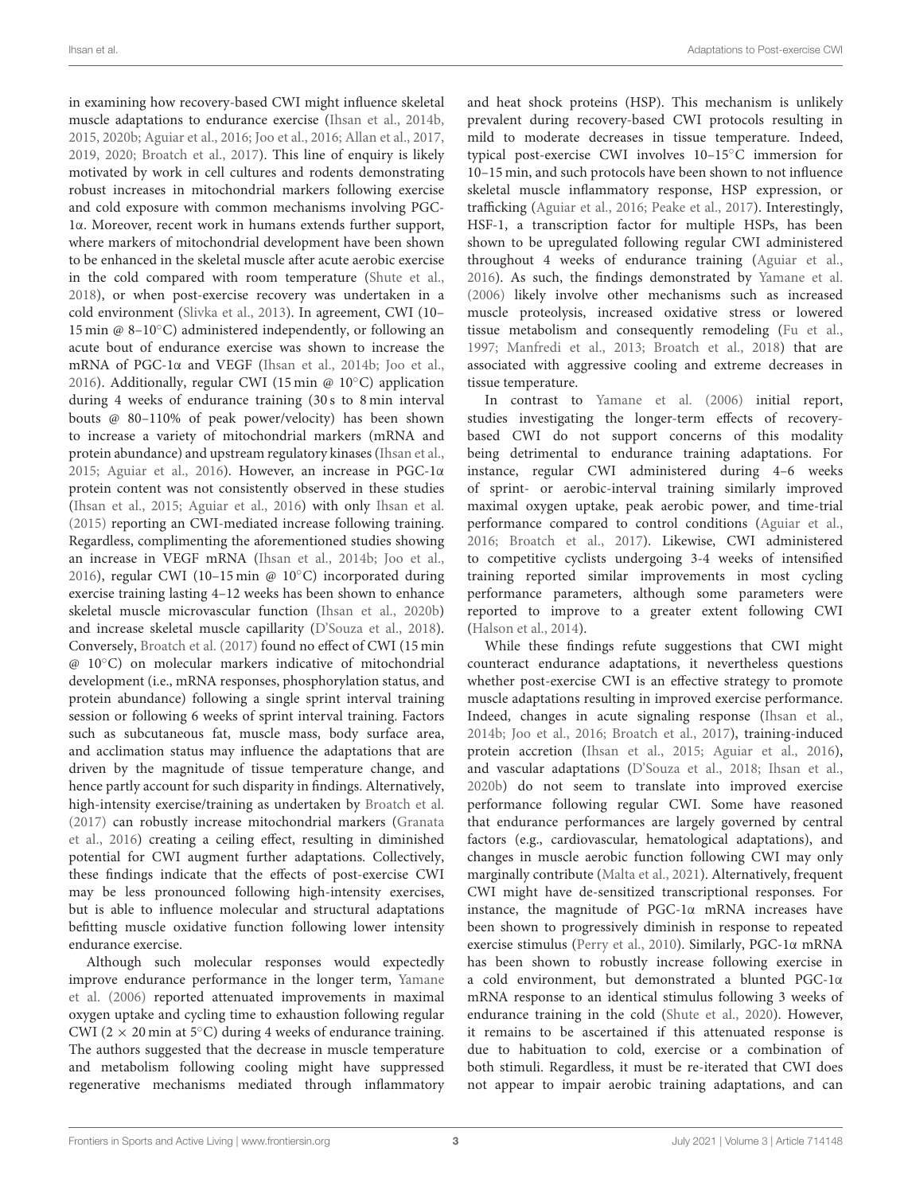in examining how recovery-based CWI might influence skeletal muscle adaptations to endurance exercise (Ihsan et al., 2014b, 2015, 2020b; Aguiar et al., 2016; Joo et al., 2016; Allan et al., 2017, 2019, 2020; Broatch et al., 2017). This line of enquiry is likely motivated by work in cell cultures and rodents demonstrating robust increases in mitochondrial markers following exercise and cold exposure with common mechanisms involving PGC-1α. Moreover, recent work in humans extends further support, where markers of mitochondrial development have been shown to be enhanced in the skeletal muscle after acute aerobic exercise in the cold compared with room temperature (Shute et al., 2018), or when post-exercise recovery was undertaken in a cold environment (Slivka et al., 2013). In agreement, CWI (10–15 min @ 8–10°C) administered independently, or following an acute bout of endurance exercise was shown to increase the mRNA of PGC-1α and VEGF (Ihsan et al., 2014b; Joo et al., 2016). Additionally, regular CWI (15 min @ 10°C) application during 4 weeks of endurance training (30 s to 8 min interval bouts @ 80–110% of peak power/velocity) has been shown to increase a variety of mitochondrial markers (mRNA and protein abundance) and upstream regulatory kinases (Ihsan et al., 2015; Aguiar et al., 2016). However, an increase in PGC-1α protein content was not consistently observed in these studies (Ihsan et al., 2015; Aguiar et al., 2016) with only Ihsan et al. (2015) reporting an CWI-mediated increase following training. Regardless, complimenting the aforementioned studies showing an increase in VEGF mRNA (Ihsan et al., 2014b; Joo et al., 2016), regular CWI (10–15 min @ 10°C) incorporated during exercise training lasting 4–12 weeks has been shown to enhance skeletal muscle microvascular function (Ihsan et al., 2020b) and increase skeletal muscle capillarity (D'Souza et al., 2018). Conversely, Broatch et al. (2017) found no effect of CWI (15 min @ 10°C) on molecular markers indicative of mitochondrial development (i.e., mRNA responses, phosphorylation status, and protein abundance) following a single sprint interval training session or following 6 weeks of sprint interval training. Factors such as subcutaneous fat, muscle mass, body surface area, and acclimation status may influence the adaptations that are driven by the magnitude of tissue temperature change, and hence partly account for such disparity in findings. Alternatively, high-intensity exercise/training as undertaken by Broatch et al. (2017) can robustly increase mitochondrial markers (Granata et al., 2016) creating a ceiling effect, resulting in diminished potential for CWI augment further adaptations. Collectively, these findings indicate that the effects of post-exercise CWI may be less pronounced following high-intensity exercises, but is able to influence molecular and structural adaptations befitting muscle oxidative function following lower intensity endurance exercise.

Although such molecular responses would expectedly improve endurance performance in the longer term, Yamane et al. (2006) reported attenuated improvements in maximal oxygen uptake and cycling time to exhaustion following regular CWI (2 × 20 min at 5°C) during 4 weeks of endurance training. The authors suggested that the decrease in muscle temperature and metabolism following cooling might have suppressed regenerative mechanisms mediated through inflammatory and heat shock proteins (HSP). This mechanism is unlikely prevalent during recovery-based CWI protocols resulting in mild to moderate decreases in tissue temperature. Indeed, typical post-exercise CWI involves 10–15°C immersion for 10–15 min, and such protocols have been shown to not influence skeletal muscle inflammatory response, HSP expression, or trafficking (Aguiar et al., 2016; Peake et al., 2017). Interestingly, HSF-1, a transcription factor for multiple HSPs, has been shown to be upregulated following regular CWI administered throughout 4 weeks of endurance training (Aguiar et al., 2016). As such, the findings demonstrated by Yamane et al. (2006) likely involve other mechanisms such as increased muscle proteolysis, increased oxidative stress or lowered tissue metabolism and consequently remodeling (Fu et al., 1997; Manfredi et al., 2013; Broatch et al., 2018) that are associated with aggressive cooling and extreme decreases in tissue temperature.

In contrast to Yamane et al. (2006) initial report, studies investigating the longer-term effects of recovery-based CWI do not support concerns of this modality being detrimental to endurance training adaptations. For instance, regular CWI administered during 4–6 weeks of sprint- or aerobic-interval training similarly improved maximal oxygen uptake, peak aerobic power, and time-trial performance compared to control conditions (Aguiar et al., 2016; Broatch et al., 2017). Likewise, CWI administered to competitive cyclists undergoing 3-4 weeks of intensified training reported similar improvements in most cycling performance parameters, although some parameters were reported to improve to a greater extent following CWI (Halson et al., 2014).

While these findings refute suggestions that CWI might counteract endurance adaptations, it nevertheless questions whether post-exercise CWI is an effective strategy to promote muscle adaptations resulting in improved exercise performance. Indeed, changes in acute signaling response (Ihsan et al., 2014b; Joo et al., 2016; Broatch et al., 2017), training-induced protein accretion (Ihsan et al., 2015; Aguiar et al., 2016), and vascular adaptations (D'Souza et al., 2018; Ihsan et al., 2020b) do not seem to translate into improved exercise performance following regular CWI. Some have reasoned that endurance performances are largely governed by central factors (e.g., cardiovascular, hematological adaptations), and changes in muscle aerobic function following CWI may only marginally contribute (Malta et al., 2021). Alternatively, frequent CWI might have de-sensitized transcriptional responses. For instance, the magnitude of PGC-1α mRNA increases have been shown to progressively diminish in response to repeated exercise stimulus (Perry et al., 2010). Similarly, PGC-1α mRNA has been shown to robustly increase following exercise in a cold environment, but demonstrated a blunted PGC-1α mRNA response to an identical stimulus following 3 weeks of endurance training in the cold (Shute et al., 2020). However, it remains to be ascertained if this attenuated response is due to habituation to cold, exercise or a combination of both stimuli. Regardless, it must be re-iterated that CWI does not appear to impair aerobic training adaptations, and can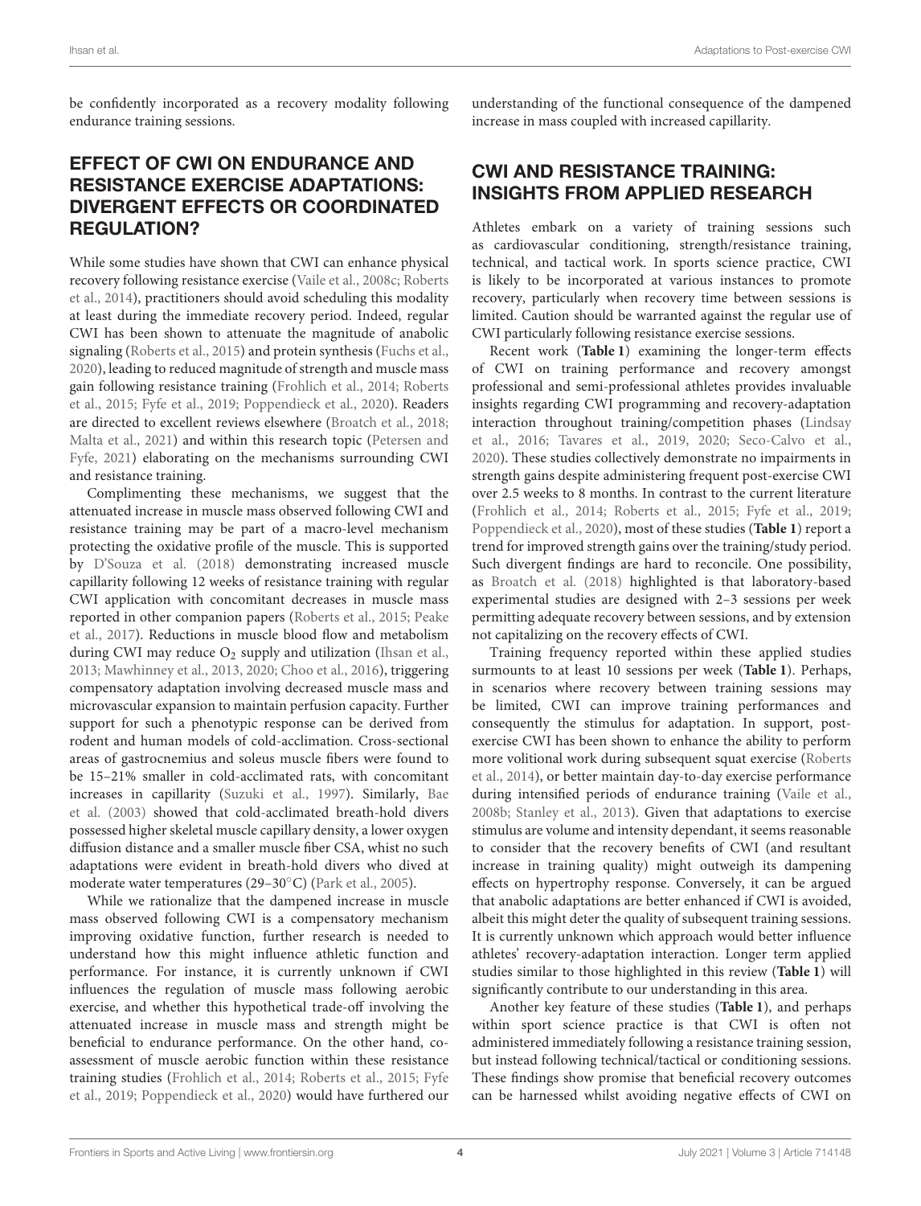be confidently incorporated as a recovery modality following endurance training sessions.

## EFFECT OF CWI ON ENDURANCE AND RESISTANCE EXERCISE ADAPTATIONS: DIVERGENT EFFECTS OR COORDINATED REGULATION?

While some studies have shown that CWI can enhance physical recovery following resistance exercise (Vaile et al., 2008c; Roberts et al., 2014), practitioners should avoid scheduling this modality at least during the immediate recovery period. Indeed, regular CWI has been shown to attenuate the magnitude of anabolic signaling (Roberts et al., 2015) and protein synthesis (Fuchs et al., 2020), leading to reduced magnitude of strength and muscle mass gain following resistance training (Frohlich et al., 2014; Roberts et al., 2015; Fyfe et al., 2019; Poppendieck et al., 2020). Readers are directed to excellent reviews elsewhere (Broatch et al., 2018; Malta et al., 2021) and within this research topic (Petersen and Fyfe, 2021) elaborating on the mechanisms surrounding CWI and resistance training.

Complimenting these mechanisms, we suggest that the attenuated increase in muscle mass observed following CWI and resistance training may be part of a macro-level mechanism protecting the oxidative profile of the muscle. This is supported by D'Souza et al. (2018) demonstrating increased muscle capillarity following 12 weeks of resistance training with regular CWI application with concomitant decreases in muscle mass reported in other companion papers (Roberts et al., 2015; Peake et al., 2017). Reductions in muscle blood flow and metabolism during CWI may reduce $O_2$ supply and utilization (Ihsan et al., 2013; Mawhinney et al., 2013, 2020; Choo et al., 2016), triggering compensatory adaptation involving decreased muscle mass and microvascular expansion to maintain perfusion capacity. Further support for such a phenotypic response can be derived from rodent and human models of cold-acclimation. Cross-sectional areas of gastrocnemius and soleus muscle fibers were found to be 15–21% smaller in cold-acclimated rats, with concomitant increases in capillarity (Suzuki et al., 1997). Similarly, Bae et al. (2003) showed that cold-acclimated breath-hold divers possessed higher skeletal muscle capillary density, a lower oxygen diffusion distance and a smaller muscle fiber CSA, whist no such adaptations were evident in breath-hold divers who dived at moderate water temperatures (29–30°C) (Park et al., 2005).

While we rationalize that the dampened increase in muscle mass observed following CWI is a compensatory mechanism improving oxidative function, further research is needed to understand how this might influence athletic function and performance. For instance, it is currently unknown if CWI influences the regulation of muscle mass following aerobic exercise, and whether this hypothetical trade-off involving the attenuated increase in muscle mass and strength might be beneficial to endurance performance. On the other hand, co-assessment of muscle aerobic function within these resistance training studies (Frohlich et al., 2014; Roberts et al., 2015; Fyfe et al., 2019; Poppendieck et al., 2020) would have furthered our understanding of the functional consequence of the dampened increase in mass coupled with increased capillarity.

## CWI AND RESISTANCE TRAINING: INSIGHTS FROM APPLIED RESEARCH

Athletes embark on a variety of training sessions such as cardiovascular conditioning, strength/resistance training, technical, and tactical work. In sports science practice, CWI is likely to be incorporated at various instances to promote recovery, particularly when recovery time between sessions is limited. Caution should be warranted against the regular use of CWI particularly following resistance exercise sessions.

Recent work (**Table 1**) examining the longer-term effects of CWI on training performance and recovery amongst professional and semi-professional athletes provides invaluable insights regarding CWI programming and recovery-adaptation interaction throughout training/competition phases (Lindsay et al., 2016; Tavares et al., 2019, 2020; Seco-Calvo et al., 2020). These studies collectively demonstrate no impairments in strength gains despite administering frequent post-exercise CWI over 2.5 weeks to 8 months. In contrast to the current literature (Frohlich et al., 2014; Roberts et al., 2015; Fyfe et al., 2019; Poppendieck et al., 2020), most of these studies (**Table 1**) report a trend for improved strength gains over the training/study period. Such divergent findings are hard to reconcile. One possibility, as Broatch et al. (2018) highlighted is that laboratory-based experimental studies are designed with 2–3 sessions per week permitting adequate recovery between sessions, and by extension not capitalizing on the recovery effects of CWI.

Training frequency reported within these applied studies surmounts to at least 10 sessions per week (**Table 1**). Perhaps, in scenarios where recovery between training sessions may be limited, CWI can improve training performances and consequently the stimulus for adaptation. In support, post-exercise CWI has been shown to enhance the ability to perform more volitional work during subsequent squat exercise (Roberts et al., 2014), or better maintain day-to-day exercise performance during intensified periods of endurance training (Vaile et al., 2008b; Stanley et al., 2013). Given that adaptations to exercise stimulus are volume and intensity dependant, it seems reasonable to consider that the recovery benefits of CWI (and resultant increase in training quality) might outweigh its dampening effects on hypertrophy response. Conversely, it can be argued that anabolic adaptations are better enhanced if CWI is avoided, albeit this might deter the quality of subsequent training sessions. It is currently unknown which approach would better influence athletes' recovery-adaptation interaction. Longer term applied studies similar to those highlighted in this review (**Table 1**) will significantly contribute to our understanding in this area.

Another key feature of these studies (**Table 1**), and perhaps within sport science practice is that CWI is often not administered immediately following a resistance training session, but instead following technical/tactical or conditioning sessions. These findings show promise that beneficial recovery outcomes can be harnessed whilst avoiding negative effects of CWI on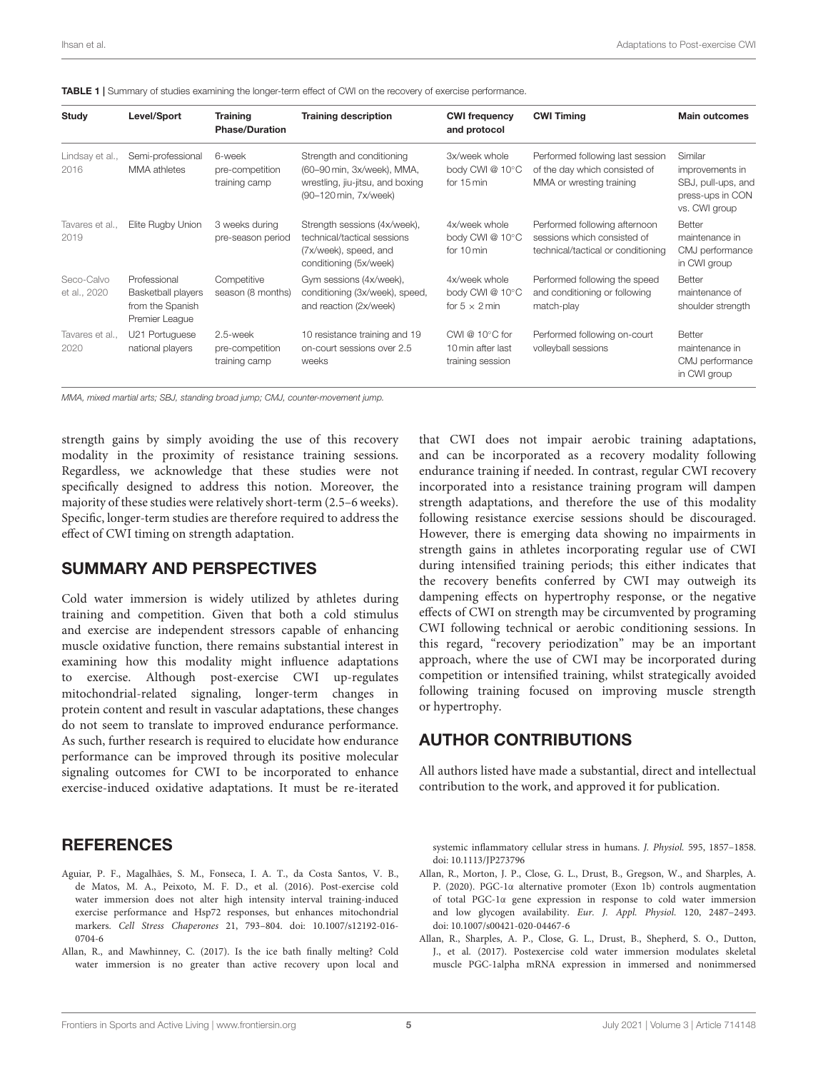**TABLE 1 |** Summary of studies examining the longer-term effect of CWI on the recovery of exercise performance.

| Study | Level/Sport | Training Phase/Duration | Training description | CWI frequency and protocol | CWI Timing | Main outcomes |
|---|---|---|---|---|---|---|
| Lindsay et al., 2016 | Semi-professional MMA athletes | 6-week pre-competition training camp | Strength and conditioning (60–90 min, 3x/week), MMA, wrestling, jiu-jitsu, and boxing (90–120 min, 7x/week) | 3x/week whole body CWI @ 10°C for 15 min | Performed following last session of the day which consisted of MMA or wresting training | Similar improvements in SBJ, pull-ups, and press-ups in CON vs. CWI group |
| Tavares et al., 2019 | Elite Rugby Union | 3 weeks during pre-season period | Strength sessions (4x/week), technical/tactical sessions (7x/week), speed, and conditioning (5x/week) | 4x/week whole body CWI @ 10°C for 10 min | Performed following afternoon sessions which consisted of technical/tactical or conditioning | Better maintenance in CMJ performance in CWI group |
| Seco-Calvo et al., 2020 | Professional Basketball players from the Spanish Premier League | Competitive season (8 months) | Gym sessions (4x/week), conditioning (3x/week), speed, and reaction (2x/week) | 4x/week whole body CWI @ 10°C for 5 × 2 min | Performed following the speed and conditioning or following match-play | Better maintenance of shoulder strength |
| Tavares et al., 2020 | U21 Portuguese national players | 2.5-week pre-competition training camp | 10 resistance training and 19 on-court sessions over 2.5 weeks | CWI @ 10°C for 10 min after last training session | Performed following on-court volleyball sessions | Better maintenance in CMJ performance in CWI group |

*MMA, mixed martial arts; SBJ, standing broad jump; CMJ, counter-movement jump.*

strength gains by simply avoiding the use of this recovery modality in the proximity of resistance training sessions. Regardless, we acknowledge that these studies were not specifically designed to address this notion. Moreover, the majority of these studies were relatively short-term (2.5–6 weeks). Specific, longer-term studies are therefore required to address the effect of CWI timing on strength adaptation.

## SUMMARY AND PERSPECTIVES

Cold water immersion is widely utilized by athletes during training and competition. Given that both a cold stimulus and exercise are independent stressors capable of enhancing muscle oxidative function, there remains substantial interest in examining how this modality might influence adaptations to exercise. Although post-exercise CWI up-regulates mitochondrial-related signaling, longer-term changes in protein content and result in vascular adaptations, these changes do not seem to translate to improved endurance performance. As such, further research is required to elucidate how endurance performance can be improved through its positive molecular signaling outcomes for CWI to be incorporated to enhance exercise-induced oxidative adaptations. It must be re-iterated that CWI does not impair aerobic training adaptations, and can be incorporated as a recovery modality following endurance training if needed. In contrast, regular CWI recovery incorporated into a resistance training program will dampen strength adaptations, and therefore the use of this modality following resistance exercise sessions should be discouraged. However, there is emerging data showing no impairments in strength gains in athletes incorporating regular use of CWI during intensified training periods; this either indicates that the recovery benefits conferred by CWI may outweigh its dampening effects on hypertrophy response, or the negative effects of CWI on strength may be circumvented by programing CWI following technical or aerobic conditioning sessions. In this regard, "recovery periodization" may be an important approach, where the use of CWI may be incorporated during competition or intensified training, whilst strategically avoided following training focused on improving muscle strength or hypertrophy.

## AUTHOR CONTRIBUTIONS

All authors listed have made a substantial, direct and intellectual contribution to the work, and approved it for publication.

## REFERENCES

Aguiar, P. F., Magalhães, S. M., Fonseca, I. A. T., da Costa Santos, V. B., de Matos, M. A., Peixoto, M. F. D., et al. (2016). Post-exercise cold water immersion does not alter high intensity interval training-induced exercise performance and Hsp72 responses, but enhances mitochondrial markers. *Cell Stress Chaperones* 21, 793–804. doi: 10.1007/s12192-016-0704-6

Allan, R., and Mawhinney, C. (2017). Is the ice bath finally melting? Cold water immersion is no greater than active recovery upon local and systemic inflammatory cellular stress in humans. *J. Physiol.* 595, 1857–1858. doi: 10.1113/JP273796

Allan, R., Morton, J. P., Close, G. L., Drust, B., Gregson, W., and Sharples, A. P. (2020). PGC-1α alternative promoter (Exon 1b) controls augmentation of total PGC-1α gene expression in response to cold water immersion and low glycogen availability. *Eur. J. Appl. Physiol.* 120, 2487–2493. doi: 10.1007/s00421-020-04467-6

Allan, R., Sharples, A. P., Close, G. L., Drust, B., Shepherd, S. O., Dutton, J., et al. (2017). Postexercise cold water immersion modulates skeletal muscle PGC-1alpha mRNA expression in immersed and nonimmersed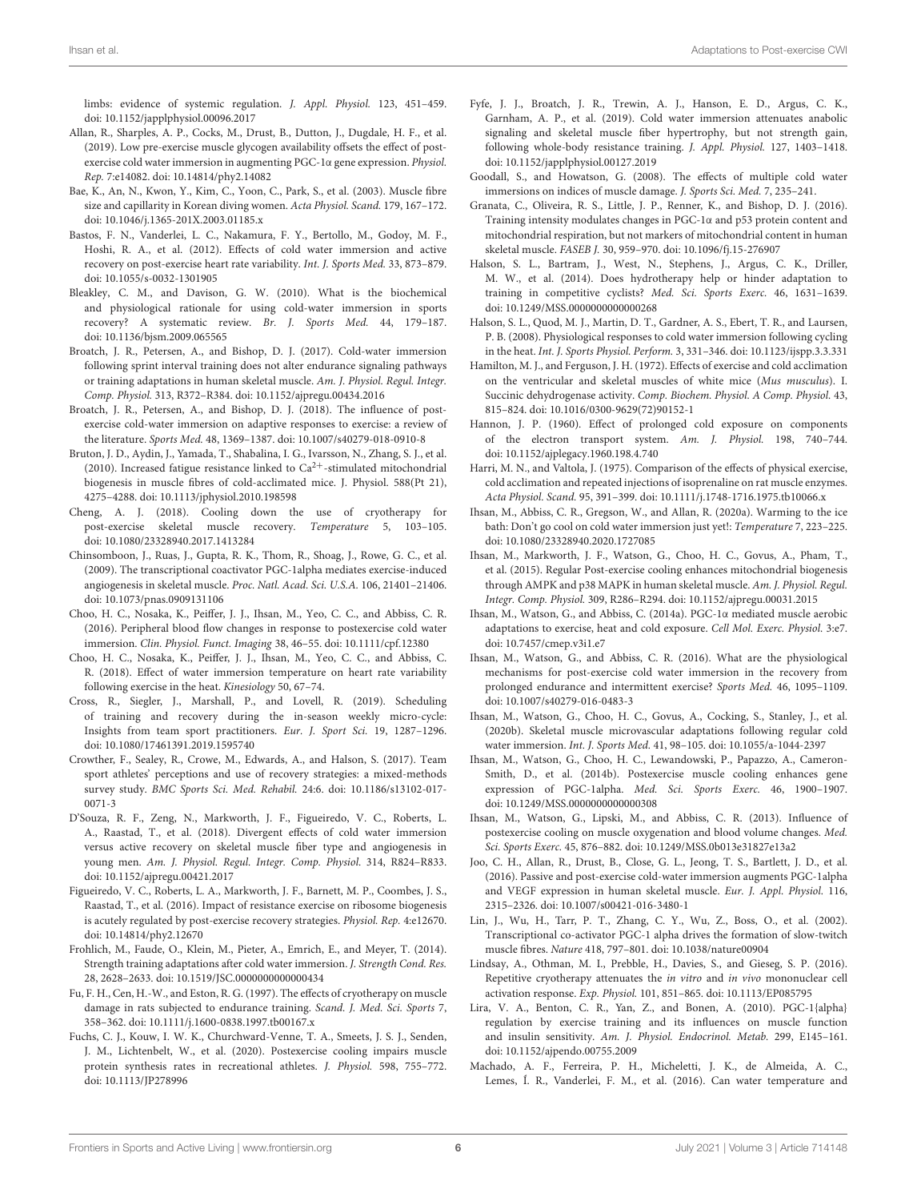limbs: evidence of systemic regulation. *J. Appl. Physiol.* 123, 451–459. doi: 10.1152/japplphysiol.00096.2017

Allan, R., Sharples, A. P., Cocks, M., Drust, B., Dutton, J., Dugdale, H. F., et al. (2019). Low pre-exercise muscle glycogen availability offsets the effect of post-exercise cold water immersion in augmenting PGC-1α gene expression. *Physiol. Rep.* 7:e14082. doi: 10.14814/phy2.14082

Bae, K., An, N., Kwon, Y., Kim, C., Yoon, C., Park, S., et al. (2003). Muscle fibre size and capillarity in Korean diving women. *Acta Physiol. Scand.* 179, 167–172. doi: 10.1046/j.1365-201X.2003.01185.x

Bastos, F. N., Vanderlei, L. C., Nakamura, F. Y., Bertollo, M., Godoy, M. F., Hoshi, R. A., et al. (2012). Effects of cold water immersion and active recovery on post-exercise heart rate variability. *Int. J. Sports Med.* 33, 873–879. doi: 10.1055/s-0032-1301905

Bleakley, C. M., and Davison, G. W. (2010). What is the biochemical and physiological rationale for using cold-water immersion in sports recovery? A systematic review. *Br. J. Sports Med.* 44, 179–187. doi: 10.1136/bjsm.2009.065565

Broatch, J. R., Petersen, A., and Bishop, D. J. (2017). Cold-water immersion following sprint interval training does not alter endurance signaling pathways or training adaptations in human skeletal muscle. *Am. J. Physiol. Regul. Integr. Comp. Physiol.* 313, R372–R384. doi: 10.1152/ajpregu.00434.2016

Broatch, J. R., Petersen, A., and Bishop, D. J. (2018). The influence of post-exercise cold-water immersion on adaptive responses to exercise: a review of the literature. *Sports Med.* 48, 1369–1387. doi: 10.1007/s40279-018-0910-8

Bruton, J. D., Aydin, J., Yamada, T., Shabalina, I. G., Ivarsson, N., Zhang, S. J., et al. (2010). Increased fatigue resistance linked to $Ca^{2+}$-stimulated mitochondrial biogenesis in muscle fibres of cold-acclimated mice. J. Physiol. 588(Pt 21), 4275–4288. doi: 10.1113/jphysiol.2010.198598

Cheng, A. J. (2018). Cooling down the use of cryotherapy for post-exercise skeletal muscle recovery. *Temperature* 5, 103–105. doi: 10.1080/23328940.2017.1413284

Chinsomboon, J., Ruas, J., Gupta, R. K., Thom, R., Shoag, J., Rowe, G. C., et al. (2009). The transcriptional coactivator PGC-1alpha mediates exercise-induced angiogenesis in skeletal muscle. *Proc. Natl. Acad. Sci. U.S.A.* 106, 21401–21406. doi: 10.1073/pnas.0909131106

Choo, H. C., Nosaka, K., Peiffer, J. J., Ihsan, M., Yeo, C. C., and Abbiss, C. R. (2016). Peripheral blood flow changes in response to postexercise cold water immersion. *Clin. Physiol. Funct. Imaging* 38, 46–55. doi: 10.1111/cpf.12380

Choo, H. C., Nosaka, K., Peiffer, J. J., Ihsan, M., Yeo, C. C., and Abbiss, C. R. (2018). Effect of water immersion temperature on heart rate variability following exercise in the heat. *Kinesiology* 50, 67–74.

Cross, R., Siegler, J., Marshall, P., and Lovell, R. (2019). Scheduling of training and recovery during the in-season weekly micro-cycle: Insights from team sport practitioners. *Eur. J. Sport Sci.* 19, 1287–1296. doi: 10.1080/17461391.2019.1595740

Crowther, F., Sealey, R., Crowe, M., Edwards, A., and Halson, S. (2017). Team sport athletes' perceptions and use of recovery strategies: a mixed-methods survey study. *BMC Sports Sci. Med. Rehabil.* 24:6. doi: 10.1186/s13102-017-0071-3

D'Souza, R. F., Zeng, N., Markworth, J. F., Figueiredo, V. C., Roberts, L. A., Raastad, T., et al. (2018). Divergent effects of cold water immersion versus active recovery on skeletal muscle fiber type and angiogenesis in young men. *Am. J. Physiol. Regul. Integr. Comp. Physiol.* 314, R824–R833. doi: 10.1152/ajpregu.00421.2017

Figueiredo, V. C., Roberts, L. A., Markworth, J. F., Barnett, M. P., Coombes, J. S., Raastad, T., et al. (2016). Impact of resistance exercise on ribosome biogenesis is acutely regulated by post-exercise recovery strategies. *Physiol. Rep.* 4:e12670. doi: 10.14814/phy2.12670

Frohlich, M., Faude, O., Klein, M., Pieter, A., Emrich, E., and Meyer, T. (2014). Strength training adaptations after cold water immersion. *J. Strength Cond. Res.* 28, 2628–2633. doi: 10.1519/JSC.0000000000000434

Fu, F. H., Cen, H.-W., and Eston, R. G. (1997). The effects of cryotherapy on muscle damage in rats subjected to endurance training. *Scand. J. Med. Sci. Sports* 7, 358–362. doi: 10.1111/j.1600-0838.1997.tb00167.x

Fuchs, C. J., Kouw, I. W. K., Churchward-Venne, T. A., Smeets, J. S. J., Senden, J. M., Lichtenbelt, W., et al. (2020). Postexercise cooling impairs muscle protein synthesis rates in recreational athletes. *J. Physiol.* 598, 755–772. doi: 10.1113/JP278996

Fyfe, J. J., Broatch, J. R., Trewin, A. J., Hanson, E. D., Argus, C. K., Garnham, A. P., et al. (2019). Cold water immersion attenuates anabolic signaling and skeletal muscle fiber hypertrophy, but not strength gain, following whole-body resistance training. *J. Appl. Physiol.* 127, 1403–1418. doi: 10.1152/japplphysiol.00127.2019

Goodall, S., and Howatson, G. (2008). The effects of multiple cold water immersions on indices of muscle damage. *J. Sports Sci. Med.* 7, 235–241.

Granata, C., Oliveira, R. S., Little, J. P., Renner, K., and Bishop, D. J. (2016). Training intensity modulates changes in PGC-1α and p53 protein content and mitochondrial respiration, but not markers of mitochondrial content in human skeletal muscle. *FASEB J.* 30, 959–970. doi: 10.1096/fj.15-276907

Halson, S. L., Bartram, J., West, N., Stephens, J., Argus, C. K., Driller, M. W., et al. (2014). Does hydrotherapy help or hinder adaptation to training in competitive cyclists? *Med. Sci. Sports Exerc.* 46, 1631–1639. doi: 10.1249/MSS.0000000000000268

Halson, S. L., Quod, M. J., Martin, D. T., Gardner, A. S., Ebert, T. R., and Laursen, P. B. (2008). Physiological responses to cold water immersion following cycling in the heat. *Int. J. Sports Physiol. Perform.* 3, 331–346. doi: 10.1123/ijspp.3.3.331

Hamilton, M. J., and Ferguson, J. H. (1972). Effects of exercise and cold acclimation on the ventricular and skeletal muscles of white mice (*Mus musculus*). I. Succinic dehydrogenase activity. *Comp. Biochem. Physiol. A Comp. Physiol.* 43, 815–824. doi: 10.1016/0300-9629(72)90152-1

Hannon, J. P. (1960). Effect of prolonged cold exposure on components of the electron transport system. *Am. J. Physiol.* 198, 740–744. doi: 10.1152/ajplegacy.1960.198.4.740

Harri, M. N., and Valtola, J. (1975). Comparison of the effects of physical exercise, cold acclimation and repeated injections of isoprenaline on rat muscle enzymes. *Acta Physiol. Scand.* 95, 391–399. doi: 10.1111/j.1748-1716.1975.tb10066.x

Ihsan, M., Abbiss, C. R., Gregson, W., and Allan, R. (2020a). Warming to the ice bath: Don't go cool on cold water immersion just yet!: *Temperature* 7, 223–225. doi: 10.1080/23328940.2020.1727085

Ihsan, M., Markworth, J. F., Watson, G., Choo, H. C., Govus, A., Pham, T., et al. (2015). Regular Post-exercise cooling enhances mitochondrial biogenesis through AMPK and p38 MAPK in human skeletal muscle. *Am. J. Physiol. Regul. Integr. Comp. Physiol.* 309, R286–R294. doi: 10.1152/ajpregu.00031.2015

Ihsan, M., Watson, G., and Abbiss, C. (2014a). PGC-1α mediated muscle aerobic adaptations to exercise, heat and cold exposure. *Cell Mol. Exerc. Physiol.* 3:e7. doi: 10.7457/cmep.v3i1.e7

Ihsan, M., Watson, G., and Abbiss, C. R. (2016). What are the physiological mechanisms for post-exercise cold water immersion in the recovery from prolonged endurance and intermittent exercise? *Sports Med.* 46, 1095–1109. doi: 10.1007/s40279-016-0483-3

Ihsan, M., Watson, G., Choo, H. C., Govus, A., Cocking, S., Stanley, J., et al. (2020b). Skeletal muscle microvascular adaptations following regular cold water immersion. *Int. J. Sports Med.* 41, 98–105. doi: 10.1055/a-1044-2397

Ihsan, M., Watson, G., Choo, H. C., Lewandowski, P., Papazzo, A., Cameron-Smith, D., et al. (2014b). Postexercise muscle cooling enhances gene expression of PGC-1alpha. *Med. Sci. Sports Exerc.* 46, 1900–1907. doi: 10.1249/MSS.0000000000000308

Ihsan, M., Watson, G., Lipski, M., and Abbiss, C. R. (2013). Influence of postexercise cooling on muscle oxygenation and blood volume changes. *Med. Sci. Sports Exerc.* 45, 876–882. doi: 10.1249/MSS.0b013e31827e13a2

Joo, C. H., Allan, R., Drust, B., Close, G. L., Jeong, T. S., Bartlett, J. D., et al. (2016). Passive and post-exercise cold-water immersion augments PGC-1alpha and VEGF expression in human skeletal muscle. *Eur. J. Appl. Physiol.* 116, 2315–2326. doi: 10.1007/s00421-016-3480-1

Lin, J., Wu, H., Tarr, P. T., Zhang, C. Y., Wu, Z., Boss, O., et al. (2002). Transcriptional co-activator PGC-1 alpha drives the formation of slow-twitch muscle fibres. *Nature* 418, 797–801. doi: 10.1038/nature00904

Lindsay, A., Othman, M. I., Prebble, H., Davies, S., and Gieseg, S. P. (2016). Repetitive cryotherapy attenuates the *in vitro* and *in vivo* mononuclear cell activation response. *Exp. Physiol.* 101, 851–865. doi: 10.1113/EP085795

Lira, V. A., Benton, C. R., Yan, Z., and Bonen, A. (2010). PGC-1{alpha} regulation by exercise training and its influences on muscle function and insulin sensitivity. *Am. J. Physiol. Endocrinol. Metab.* 299, E145–161. doi: 10.1152/ajpendo.00755.2009

Machado, A. F., Ferreira, P. H., Micheletti, J. K., de Almeida, A. C., Lemes, Í. R., Vanderlei, F. M., et al. (2016). Can water temperature and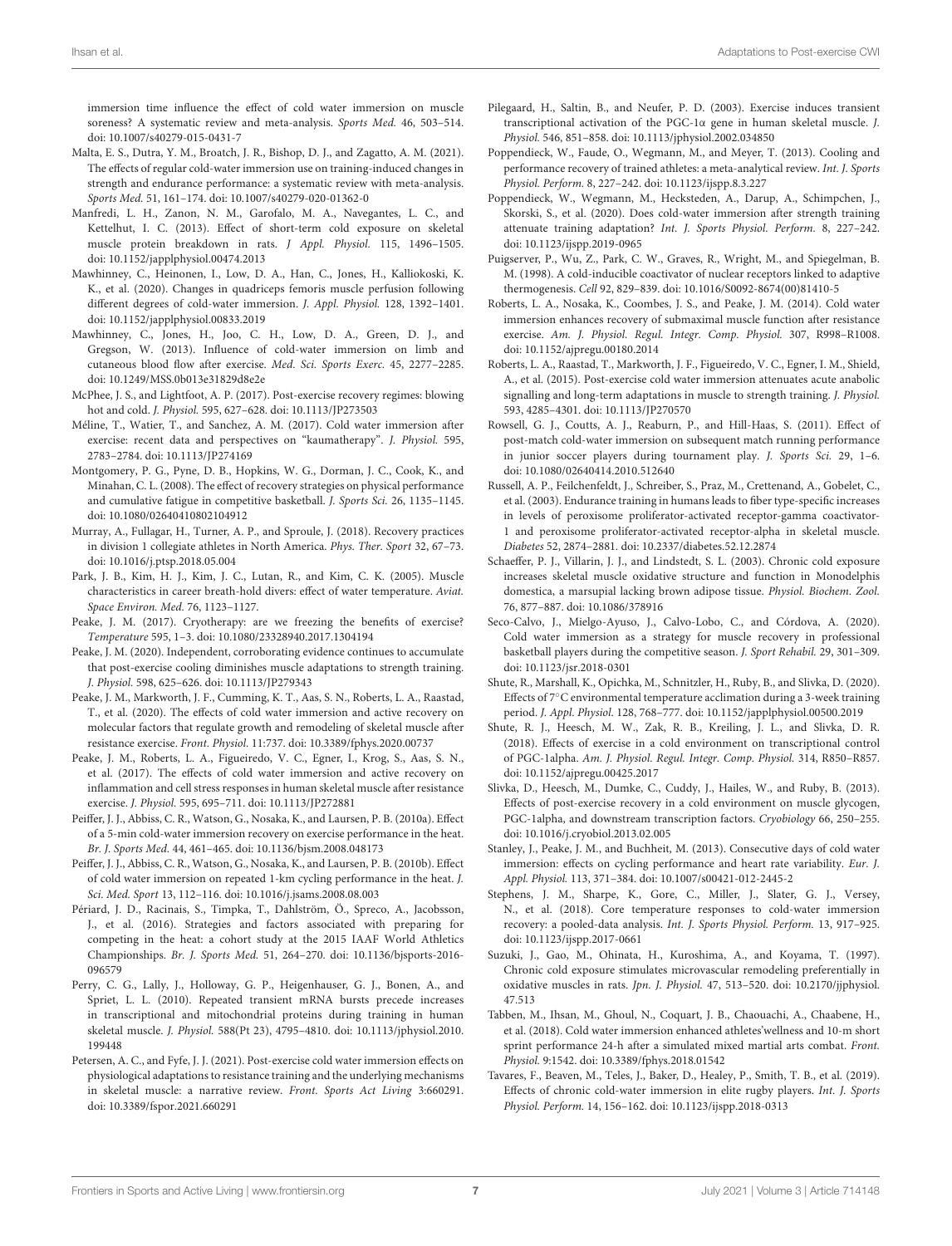immersion time influence the effect of cold water immersion on muscle soreness? A systematic review and meta-analysis. *Sports Med.* 46, 503–514. doi: 10.1007/s40279-015-0431-7

Malta, E. S., Dutra, Y. M., Broatch, J. R., Bishop, D. J., and Zagatto, A. M. (2021). The effects of regular cold-water immersion use on training-induced changes in strength and endurance performance: a systematic review with meta-analysis. *Sports Med.* 51, 161–174. doi: 10.1007/s40279-020-01362-0

Manfredi, L. H., Zanon, N. M., Garofalo, M. A., Navegantes, L. C., and Kettelhut, I. C. (2013). Effect of short-term cold exposure on skeletal muscle protein breakdown in rats. *J Appl. Physiol.* 115, 1496–1505. doi: 10.1152/japplphysiol.00474.2013

Mawhinney, C., Heinonen, I., Low, D. A., Han, C., Jones, H., Kalliokoski, K. K., et al. (2020). Changes in quadriceps femoris muscle perfusion following different degrees of cold-water immersion. *J. Appl. Physiol.* 128, 1392–1401. doi: 10.1152/japplphysiol.00833.2019

Mawhinney, C., Jones, H., Joo, C. H., Low, D. A., Green, D. J., and Gregson, W. (2013). Influence of cold-water immersion on limb and cutaneous blood flow after exercise. *Med. Sci. Sports Exerc.* 45, 2277–2285. doi: 10.1249/MSS.0b013e31829d8e2e

McPhee, J. S., and Lightfoot, A. P. (2017). Post-exercise recovery regimes: blowing hot and cold. *J. Physiol.* 595, 627–628. doi: 10.1113/JP273503

Méline, T., Watier, T., and Sanchez, A. M. (2017). Cold water immersion after exercise: recent data and perspectives on "kaumatherapy". *J. Physiol.* 595, 2783–2784. doi: 10.1113/JP274169

Montgomery, P. G., Pyne, D. B., Hopkins, W. G., Dorman, J. C., Cook, K., and Minahan, C. L. (2008). The effect of recovery strategies on physical performance and cumulative fatigue in competitive basketball. *J. Sports Sci.* 26, 1135–1145. doi: 10.1080/02640410802104912

Murray, A., Fullagar, H., Turner, A. P., and Sproule, J. (2018). Recovery practices in division 1 collegiate athletes in North America. *Phys. Ther. Sport* 32, 67–73. doi: 10.1016/j.ptsp.2018.05.004

Park, J. B., Kim, H. J., Kim, J. C., Lutan, R., and Kim, C. K. (2005). Muscle characteristics in career breath-hold divers: effect of water temperature. *Aviat. Space Environ. Med.* 76, 1123–1127.

Peake, J. M. (2017). Cryotherapy: are we freezing the benefits of exercise? *Temperature* 595, 1–3. doi: 10.1080/23328940.2017.1304194

Peake, J. M. (2020). Independent, corroborating evidence continues to accumulate that post-exercise cooling diminishes muscle adaptations to strength training. *J. Physiol.* 598, 625–626. doi: 10.1113/JP279343

Peake, J. M., Markworth, J. F., Cumming, K. T., Aas, S. N., Roberts, L. A., Raastad, T., et al. (2020). The effects of cold water immersion and active recovery on molecular factors that regulate growth and remodeling of skeletal muscle after resistance exercise. *Front. Physiol.* 11:737. doi: 10.3389/fphys.2020.00737

Peake, J. M., Roberts, L. A., Figueiredo, V. C., Egner, I., Krog, S., Aas, S. N., et al. (2017). The effects of cold water immersion and active recovery on inflammation and cell stress responses in human skeletal muscle after resistance exercise. *J. Physiol.* 595, 695–711. doi: 10.1113/JP272881

Peiffer, J. J., Abbiss, C. R., Watson, G., Nosaka, K., and Laursen, P. B. (2010a). Effect of a 5-min cold-water immersion recovery on exercise performance in the heat. *Br. J. Sports Med.* 44, 461–465. doi: 10.1136/bjsm.2008.048173

Peiffer, J. J., Abbiss, C. R., Watson, G., Nosaka, K., and Laursen, P. B. (2010b). Effect of cold water immersion on repeated 1-km cycling performance in the heat. *J. Sci. Med. Sport* 13, 112–116. doi: 10.1016/j.jsams.2008.08.003

Périard, J. D., Racinais, S., Timpka, T., Dahlström, Ö., Spreco, A., Jacobsson, J., et al. (2016). Strategies and factors associated with preparing for competing in the heat: a cohort study at the 2015 IAAF World Athletics Championships. *Br. J. Sports Med.* 51, 264–270. doi: 10.1136/bjsports-2016-096579

Perry, C. G., Lally, J., Holloway, G. P., Heigenhauser, G. J., Bonen, A., and Spriet, L. L. (2010). Repeated transient mRNA bursts precede increases in transcriptional and mitochondrial proteins during training in human skeletal muscle. *J. Physiol.* 588(Pt 23), 4795–4810. doi: 10.1113/jphysiol.2010.199448

Petersen, A. C., and Fyfe, J. J. (2021). Post-exercise cold water immersion effects on physiological adaptations to resistance training and the underlying mechanisms in skeletal muscle: a narrative review. *Front. Sports Act Living* 3:660291. doi: 10.3389/fspor.2021.660291

Pilegaard, H., Saltin, B., and Neufer, P. D. (2003). Exercise induces transient transcriptional activation of the PGC-1α gene in human skeletal muscle. *J. Physiol.* 546, 851–858. doi: 10.1113/jphysiol.2002.034850

Poppendieck, W., Faude, O., Wegmann, M., and Meyer, T. (2013). Cooling and performance recovery of trained athletes: a meta-analytical review. *Int. J. Sports Physiol. Perform.* 8, 227–242. doi: 10.1123/ijspp.8.3.227

Poppendieck, W., Wegmann, M., Hecksteden, A., Darup, A., Schimpchen, J., Skorski, S., et al. (2020). Does cold-water immersion after strength training attenuate training adaptation? *Int. J. Sports Physiol. Perform.* 8, 227–242. doi: 10.1123/ijspp.2019-0965

Puigserver, P., Wu, Z., Park, C. W., Graves, R., Wright, M., and Spiegelman, B. M. (1998). A cold-inducible coactivator of nuclear receptors linked to adaptive thermogenesis. *Cell* 92, 829–839. doi: 10.1016/S0092-8674(00)81410-5

Roberts, L. A., Nosaka, K., Coombes, J. S., and Peake, J. M. (2014). Cold water immersion enhances recovery of submaximal muscle function after resistance exercise. *Am. J. Physiol. Regul. Integr. Comp. Physiol.* 307, R998–R1008. doi: 10.1152/ajpregu.00180.2014

Roberts, L. A., Raastad, T., Markworth, J. F., Figueiredo, V. C., Egner, I. M., Shield, A., et al. (2015). Post-exercise cold water immersion attenuates acute anabolic signalling and long-term adaptations in muscle to strength training. *J. Physiol.* 593, 4285–4301. doi: 10.1113/JP270570

Rowsell, G. J., Coutts, A. J., Reaburn, P., and Hill-Haas, S. (2011). Effect of post-match cold-water immersion on subsequent match running performance in junior soccer players during tournament play. *J. Sports Sci.* 29, 1–6. doi: 10.1080/02640414.2010.512640

Russell, A. P., Feilchenfeldt, J., Schreiber, S., Praz, M., Crettenand, A., Gobelet, C., et al. (2003). Endurance training in humans leads to fiber type-specific increases in levels of peroxisome proliferator-activated receptor-gamma coactivator-1 and peroxisome proliferator-activated receptor-alpha in skeletal muscle. *Diabetes* 52, 2874–2881. doi: 10.2337/diabetes.52.12.2874

Schaeffer, P. J., Villarin, J. J., and Lindstedt, S. L. (2003). Chronic cold exposure increases skeletal muscle oxidative structure and function in Monodelphis domestica, a marsupial lacking brown adipose tissue. *Physiol. Biochem. Zool.* 76, 877–887. doi: 10.1086/378916

Seco-Calvo, J., Mielgo-Ayuso, J., Calvo-Lobo, C., and Córdova, A. (2020). Cold water immersion as a strategy for muscle recovery in professional basketball players during the competitive season. *J. Sport Rehabil.* 29, 301–309. doi: 10.1123/jsr.2018-0301

Shute, R., Marshall, K., Opichka, M., Schnitzler, H., Ruby, B., and Slivka, D. (2020). Effects of 7°C environmental temperature acclimation during a 3-week training period. *J. Appl. Physiol.* 128, 768–777. doi: 10.1152/japplphysiol.00500.2019

Shute, R. J., Heesch, M. W., Zak, R. B., Kreiling, J. L., and Slivka, D. R. (2018). Effects of exercise in a cold environment on transcriptional control of PGC-1alpha. *Am. J. Physiol. Regul. Integr. Comp. Physiol.* 314, R850–R857. doi: 10.1152/ajpregu.00425.2017

Slivka, D., Heesch, M., Dumke, C., Cuddy, J., Hailes, W., and Ruby, B. (2013). Effects of post-exercise recovery in a cold environment on muscle glycogen, PGC-1alpha, and downstream transcription factors. *Cryobiology* 66, 250–255. doi: 10.1016/j.cryobiol.2013.02.005

Stanley, J., Peake, J. M., and Buchheit, M. (2013). Consecutive days of cold water immersion: effects on cycling performance and heart rate variability. *Eur. J. Appl. Physiol.* 113, 371–384. doi: 10.1007/s00421-012-2445-2

Stephens, J. M., Sharpe, K., Gore, C., Miller, J., Slater, G. J., Versey, N., et al. (2018). Core temperature responses to cold-water immersion recovery: a pooled-data analysis. *Int. J. Sports Physiol. Perform.* 13, 917–925. doi: 10.1123/ijspp.2017-0661

Suzuki, J., Gao, M., Ohinata, H., Kuroshima, A., and Koyama, T. (1997). Chronic cold exposure stimulates microvascular remodeling preferentially in oxidative muscles in rats. *Jpn. J. Physiol.* 47, 513–520. doi: 10.2170/jjphysiol.47.513

Tabben, M., Ihsan, M., Ghoul, N., Coquart, J. B., Chaouachi, A., Chaabene, H., et al. (2018). Cold water immersion enhanced athletes'wellness and 10-m short sprint performance 24-h after a simulated mixed martial arts combat. *Front. Physiol.* 9:1542. doi: 10.3389/fphys.2018.01542

Tavares, F., Beaven, M., Teles, J., Baker, D., Healey, P., Smith, T. B., et al. (2019). Effects of chronic cold-water immersion in elite rugby players. *Int. J. Sports Physiol. Perform.* 14, 156–162. doi: 10.1123/ijspp.2018-0313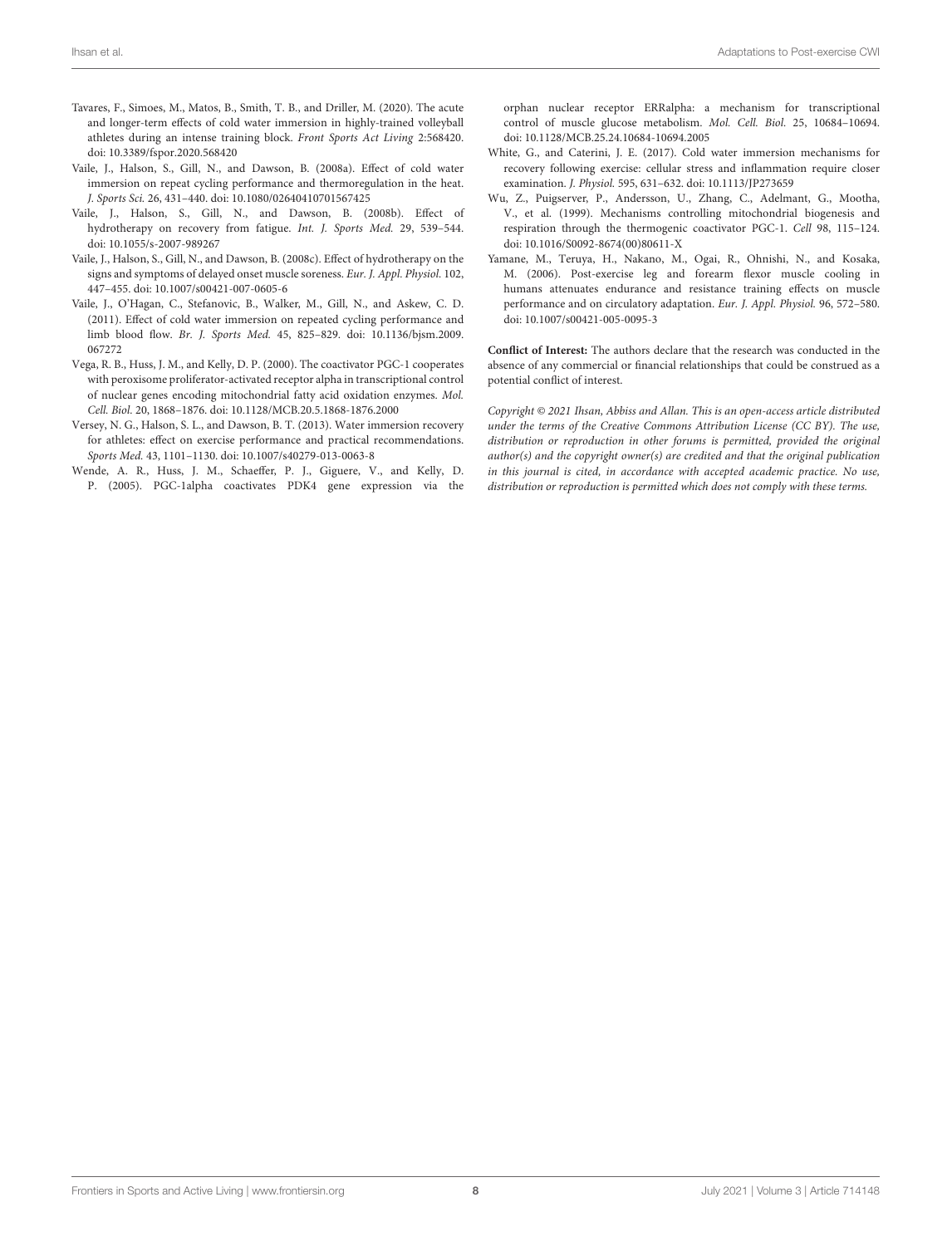Tavares, F., Simoes, M., Matos, B., Smith, T. B., and Driller, M. (2020). The acute and longer-term effects of cold water immersion in highly-trained volleyball athletes during an intense training block. *Front Sports Act Living* 2:568420. doi: 10.3389/fspor.2020.568420

Vaile, J., Halson, S., Gill, N., and Dawson, B. (2008a). Effect of cold water immersion on repeat cycling performance and thermoregulation in the heat. *J. Sports Sci.* 26, 431–440. doi: 10.1080/02640410701567425

Vaile, J., Halson, S., Gill, N., and Dawson, B. (2008b). Effect of hydrotherapy on recovery from fatigue. *Int. J. Sports Med.* 29, 539–544. doi: 10.1055/s-2007-989267

Vaile, J., Halson, S., Gill, N., and Dawson, B. (2008c). Effect of hydrotherapy on the signs and symptoms of delayed onset muscle soreness. *Eur. J. Appl. Physiol.* 102, 447–455. doi: 10.1007/s00421-007-0605-6

Vaile, J., O'Hagan, C., Stefanovic, B., Walker, M., Gill, N., and Askew, C. D. (2011). Effect of cold water immersion on repeated cycling performance and limb blood flow. *Br. J. Sports Med.* 45, 825–829. doi: 10.1136/bjsm.2009.067272

Vega, R. B., Huss, J. M., and Kelly, D. P. (2000). The coactivator PGC-1 cooperates with peroxisome proliferator-activated receptor alpha in transcriptional control of nuclear genes encoding mitochondrial fatty acid oxidation enzymes. *Mol. Cell. Biol.* 20, 1868–1876. doi: 10.1128/MCB.20.5.1868-1876.2000

Versey, N. G., Halson, S. L., and Dawson, B. T. (2013). Water immersion recovery for athletes: effect on exercise performance and practical recommendations. *Sports Med.* 43, 1101–1130. doi: 10.1007/s40279-013-0063-8

Wende, A. R., Huss, J. M., Schaeffer, P. J., Giguere, V., and Kelly, D. P. (2005). PGC-1alpha coactivates PDK4 gene expression via the orphan nuclear receptor ERRalpha: a mechanism for transcriptional control of muscle glucose metabolism. *Mol. Cell. Biol.* 25, 10684–10694. doi: 10.1128/MCB.25.24.10684-10694.2005

White, G., and Caterini, J. E. (2017). Cold water immersion mechanisms for recovery following exercise: cellular stress and inflammation require closer examination. *J. Physiol.* 595, 631–632. doi: 10.1113/JP273659

Wu, Z., Puigserver, P., Andersson, U., Zhang, C., Adelmant, G., Mootha, V., et al. (1999). Mechanisms controlling mitochondrial biogenesis and respiration through the thermogenic coactivator PGC-1. *Cell* 98, 115–124. doi: 10.1016/S0092-8674(00)80611-X

Yamane, M., Teruya, H., Nakano, M., Ogai, R., Ohnishi, N., and Kosaka, M. (2006). Post-exercise leg and forearm flexor muscle cooling in humans attenuates endurance and resistance training effects on muscle performance and on circulatory adaptation. *Eur. J. Appl. Physiol.* 96, 572–580. doi: 10.1007/s00421-005-0095-3

**Conflict of Interest:** The authors declare that the research was conducted in the absence of any commercial or financial relationships that could be construed as a potential conflict of interest.

*Copyright © 2021 Ihsan, Abbiss and Allan. This is an open-access article distributed under the terms of the Creative Commons Attribution License (CC BY). The use, distribution or reproduction in other forums is permitted, provided the original author(s) and the copyright owner(s) are credited and that the original publication in this journal is cited, in accordance with accepted academic practice. No use, distribution or reproduction is permitted which does not comply with these terms.*